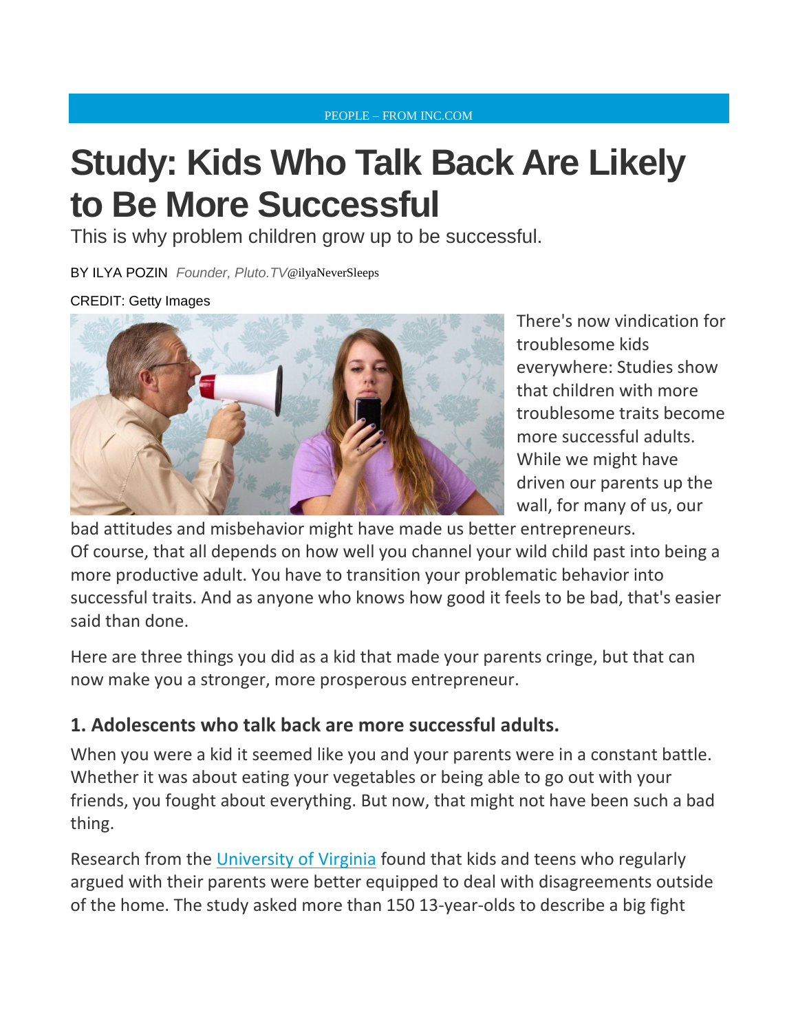PEOPLE – FROM INC.COM

# Study: Kids Who Talk Back Are Likely to Be More Successful

This is why problem children grow up to be successful.

BY ILYA POZIN *Founder, Pluto.TV*@ilyaNeverSleeps

CREDIT: Getty Images

There's now vindication for troublesome kids everywhere: Studies show that children with more troublesome traits become more successful adults. While we might have driven our parents up the wall, for many of us, our bad attitudes and misbehavior might have made us better entrepreneurs. Of course, that all depends on how well you channel your wild child past into being a more productive adult. You have to transition your problematic behavior into successful traits. And as anyone who knows how good it feels to be bad, that's easier said than done.

Here are three things you did as a kid that made your parents cringe, but that can now make you a stronger, more prosperous entrepreneur.

## 1. Adolescents who talk back are more successful adults.

When you were a kid it seemed like you and your parents were in a constant battle. Whether it was about eating your vegetables or being able to go out with your friends, you fought about everything. But now, that might not have been such a bad thing.

Research from the University of Virginia found that kids and teens who regularly argued with their parents were better equipped to deal with disagreements outside of the home. The study asked more than 150 13-year-olds to describe a big fight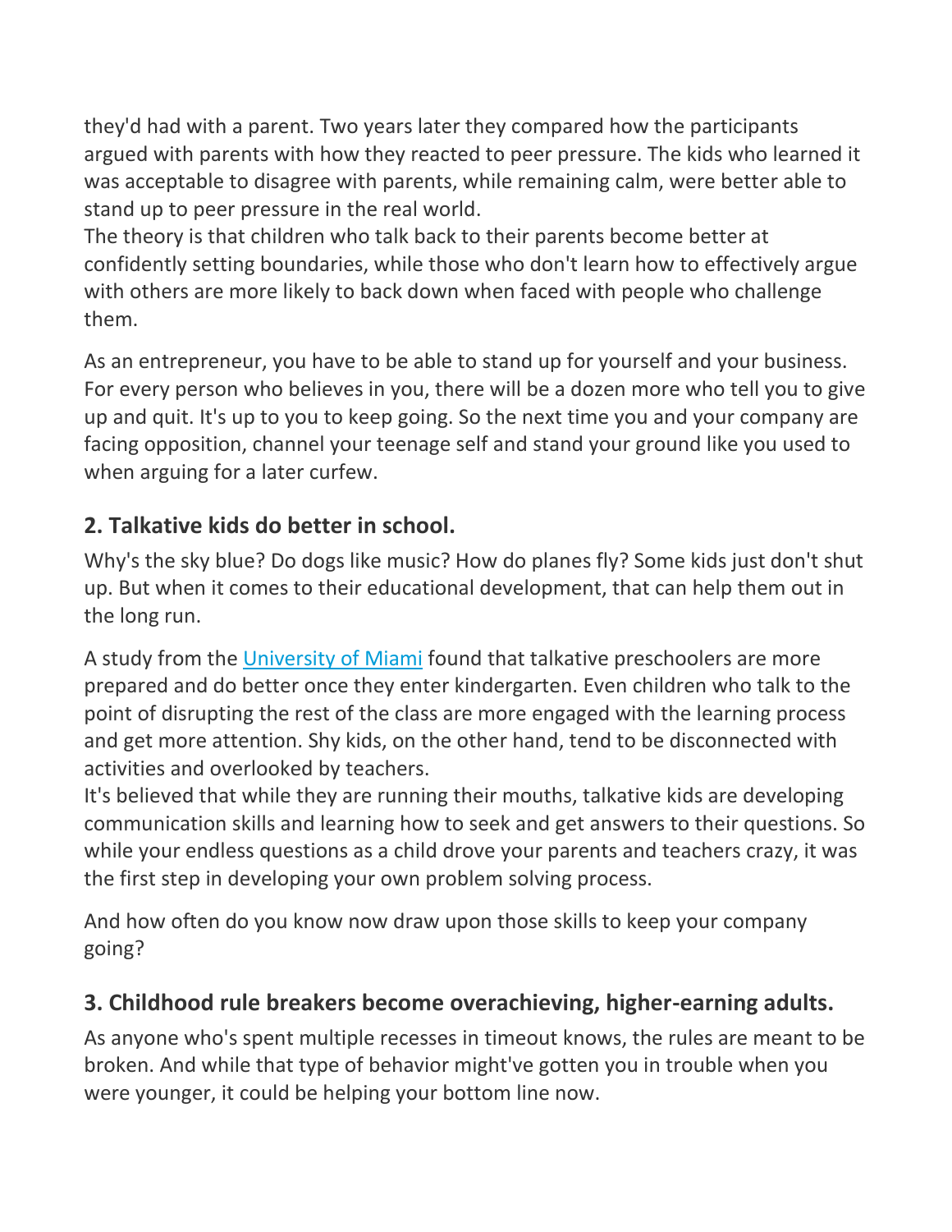they'd had with a parent. Two years later they compared how the participants argued with parents with how they reacted to peer pressure. The kids who learned it was acceptable to disagree with parents, while remaining calm, were better able to stand up to peer pressure in the real world.
The theory is that children who talk back to their parents become better at confidently setting boundaries, while those who don't learn how to effectively argue with others are more likely to back down when faced with people who challenge them.

As an entrepreneur, you have to be able to stand up for yourself and your business. For every person who believes in you, there will be a dozen more who tell you to give up and quit. It's up to you to keep going. So the next time you and your company are facing opposition, channel your teenage self and stand your ground like you used to when arguing for a later curfew.

## 2. Talkative kids do better in school.

Why's the sky blue? Do dogs like music? How do planes fly? Some kids just don't shut up. But when it comes to their educational development, that can help them out in the long run.

A study from the [University of Miami]() found that talkative preschoolers are more prepared and do better once they enter kindergarten. Even children who talk to the point of disrupting the rest of the class are more engaged with the learning process and get more attention. Shy kids, on the other hand, tend to be disconnected with activities and overlooked by teachers.
It's believed that while they are running their mouths, talkative kids are developing communication skills and learning how to seek and get answers to their questions. So while your endless questions as a child drove your parents and teachers crazy, it was the first step in developing your own problem solving process.

And how often do you know now draw upon those skills to keep your company going?

## 3. Childhood rule breakers become overachieving, higher-earning adults.

As anyone who's spent multiple recesses in timeout knows, the rules are meant to be broken. And while that type of behavior might've gotten you in trouble when you were younger, it could be helping your bottom line now.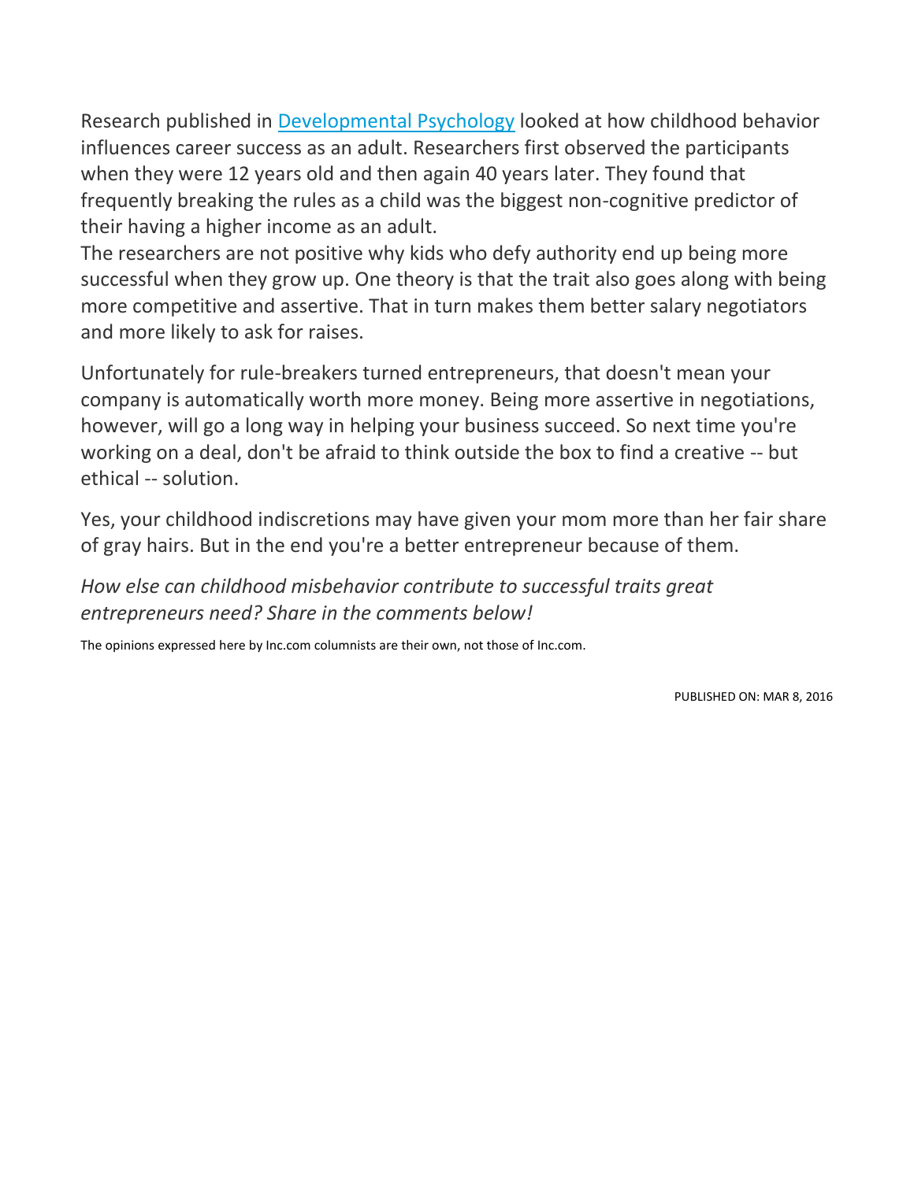Research published in [Developmental Psychology] looked at how childhood behavior influences career success as an adult. Researchers first observed the participants when they were 12 years old and then again 40 years later. They found that frequently breaking the rules as a child was the biggest non-cognitive predictor of their having a higher income as an adult.

The researchers are not positive why kids who defy authority end up being more successful when they grow up. One theory is that the trait also goes along with being more competitive and assertive. That in turn makes them better salary negotiators and more likely to ask for raises.

Unfortunately for rule-breakers turned entrepreneurs, that doesn't mean your company is automatically worth more money. Being more assertive in negotiations, however, will go a long way in helping your business succeed. So next time you're working on a deal, don't be afraid to think outside the box to find a creative -- but ethical -- solution.

Yes, your childhood indiscretions may have given your mom more than her fair share of gray hairs. But in the end you're a better entrepreneur because of them.

*How else can childhood misbehavior contribute to successful traits great entrepreneurs need? Share in the comments below!*

The opinions expressed here by Inc.com columnists are their own, not those of Inc.com.

PUBLISHED ON: MAR 8, 2016